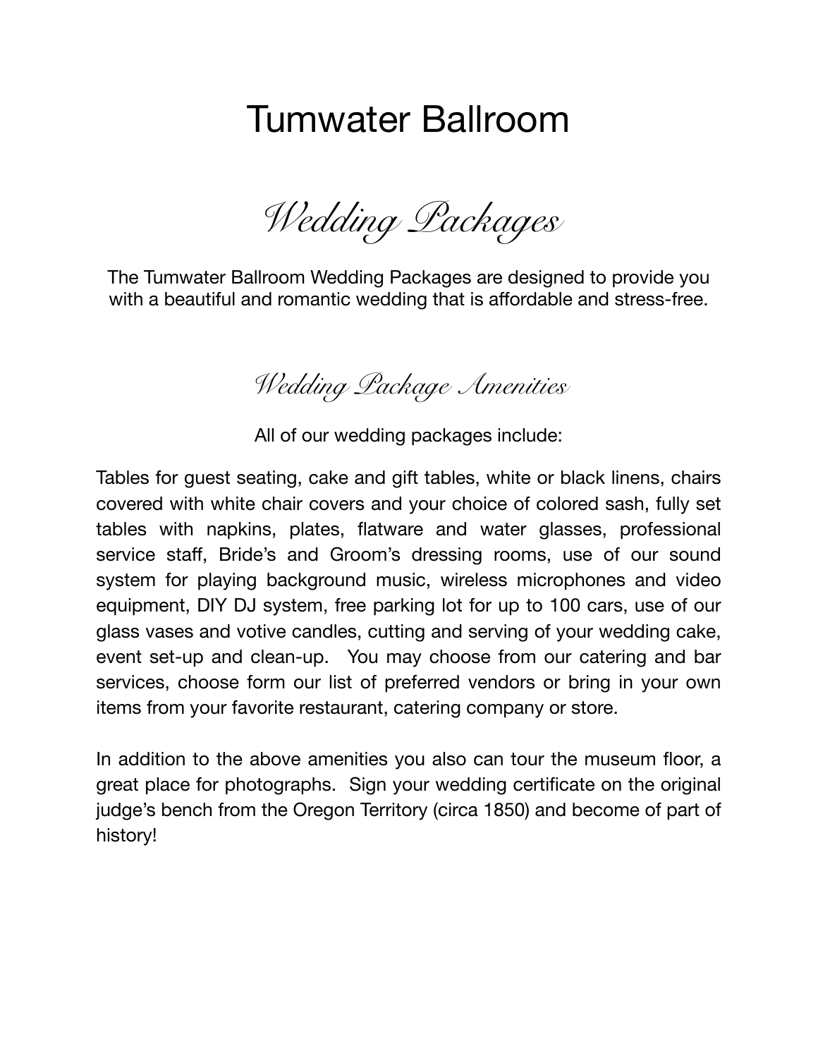# Tumwater Ballroom

## *Wedding Packages*

The Tumwater Ballroom Wedding Packages are designed to provide you with a beautiful and romantic wedding that is affordable and stress-free.

### *Wedding Package Amenities*

All of our wedding packages include:

Tables for guest seating, cake and gift tables, white or black linens, chairs covered with white chair covers and your choice of colored sash, fully set tables with napkins, plates, flatware and water glasses, professional service staff, Bride's and Groom's dressing rooms, use of our sound system for playing background music, wireless microphones and video equipment, DIY DJ system, free parking lot for up to 100 cars, use of our glass vases and votive candles, cutting and serving of your wedding cake, event set-up and clean-up. You may choose from our catering and bar services, choose form our list of preferred vendors or bring in your own items from your favorite restaurant, catering company or store.

In addition to the above amenities you also can tour the museum floor, a great place for photographs. Sign your wedding certificate on the original judge's bench from the Oregon Territory (circa 1850) and become of part of history!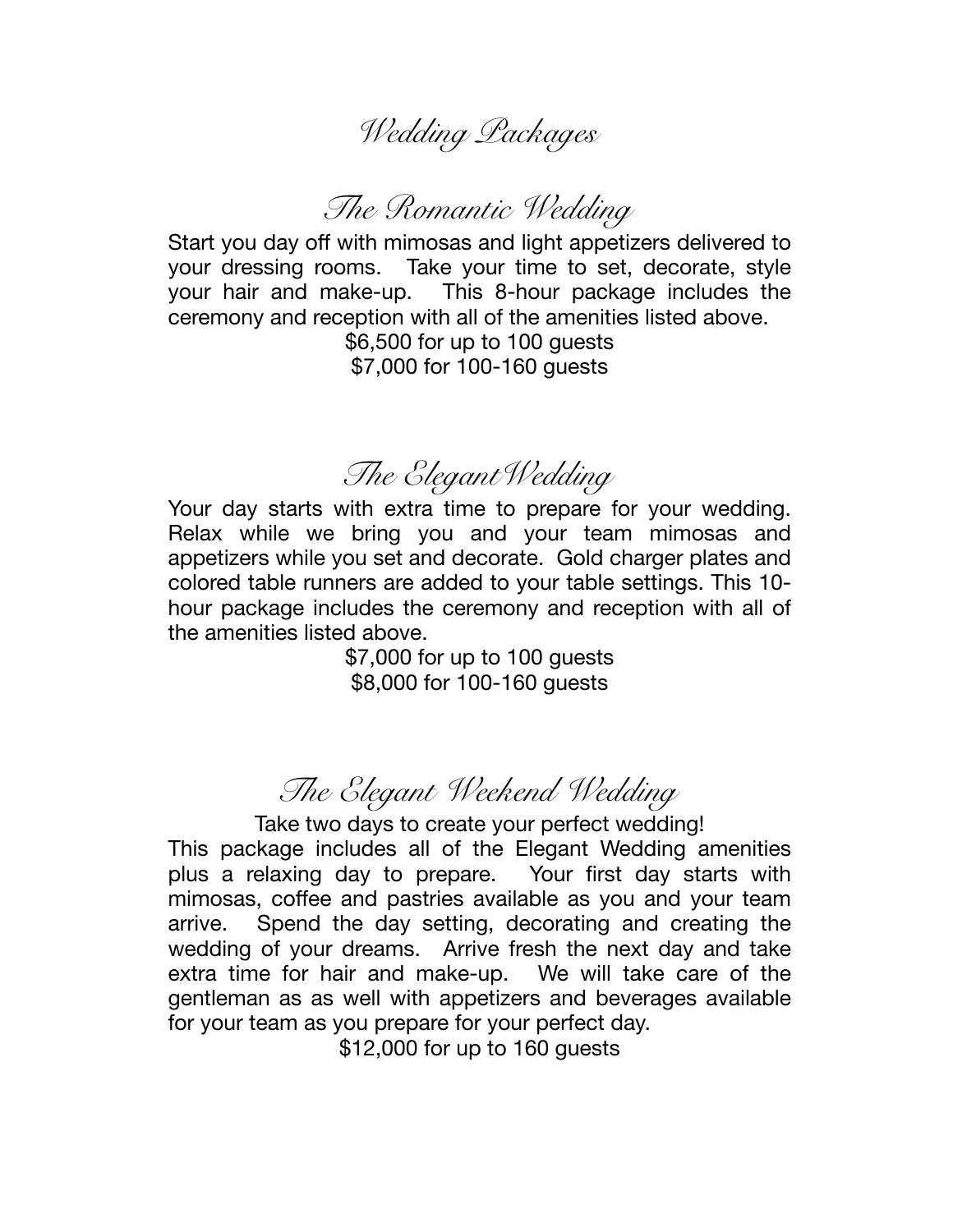# Wedding Packages

## The Romantic Wedding

Start you day off with mimosas and light appetizers delivered to your dressing rooms. Take your time to set, decorate, style your hair and make-up. This 8-hour package includes the ceremony and reception with all of the amenities listed above.

$6,500 for up to 100 guests
$7,000 for 100-160 guests

## The Elegant Wedding

Your day starts with extra time to prepare for your wedding. Relax while we bring you and your team mimosas and appetizers while you set and decorate. Gold charger plates and colored table runners are added to your table settings. This 10-hour package includes the ceremony and reception with all of the amenities listed above.

$7,000 for up to 100 guests
$8,000 for 100-160 guests

## The Elegant Weekend Wedding

Take two days to create your perfect wedding!

This package includes all of the Elegant Wedding amenities plus a relaxing day to prepare. Your first day starts with mimosas, coffee and pastries available as you and your team arrive. Spend the day setting, decorating and creating the wedding of your dreams. Arrive fresh the next day and take extra time for hair and make-up. We will take care of the gentleman as as well with appetizers and beverages available for your team as you prepare for your perfect day.

$12,000 for up to 160 guests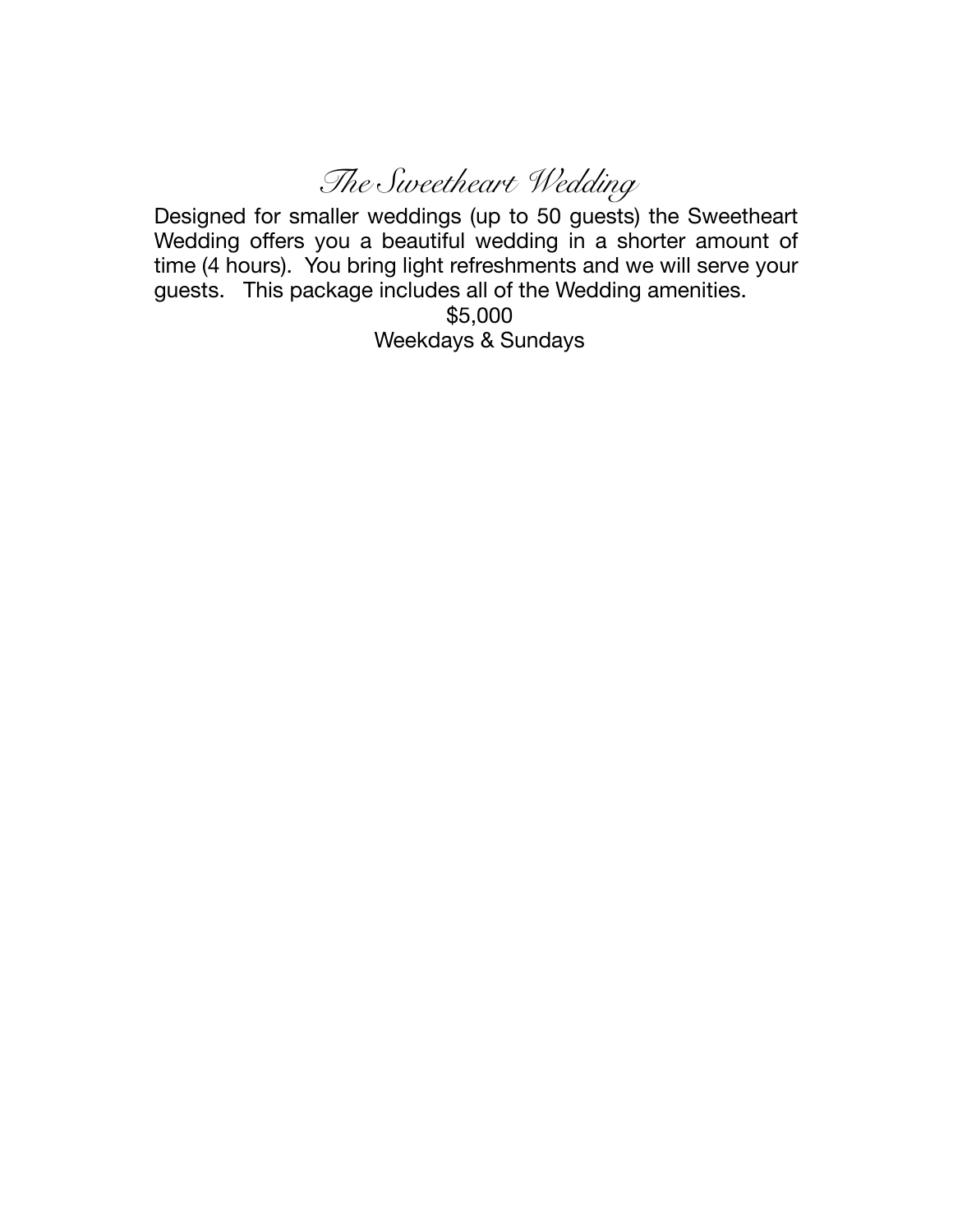## *The Sweetheart Wedding*

Designed for smaller weddings (up to 50 guests) the Sweetheart Wedding offers you a beautiful wedding in a shorter amount of time (4 hours). You bring light refreshments and we will serve your guests. This package includes all of the Wedding amenities.

$5,000

Weekdays & Sundays